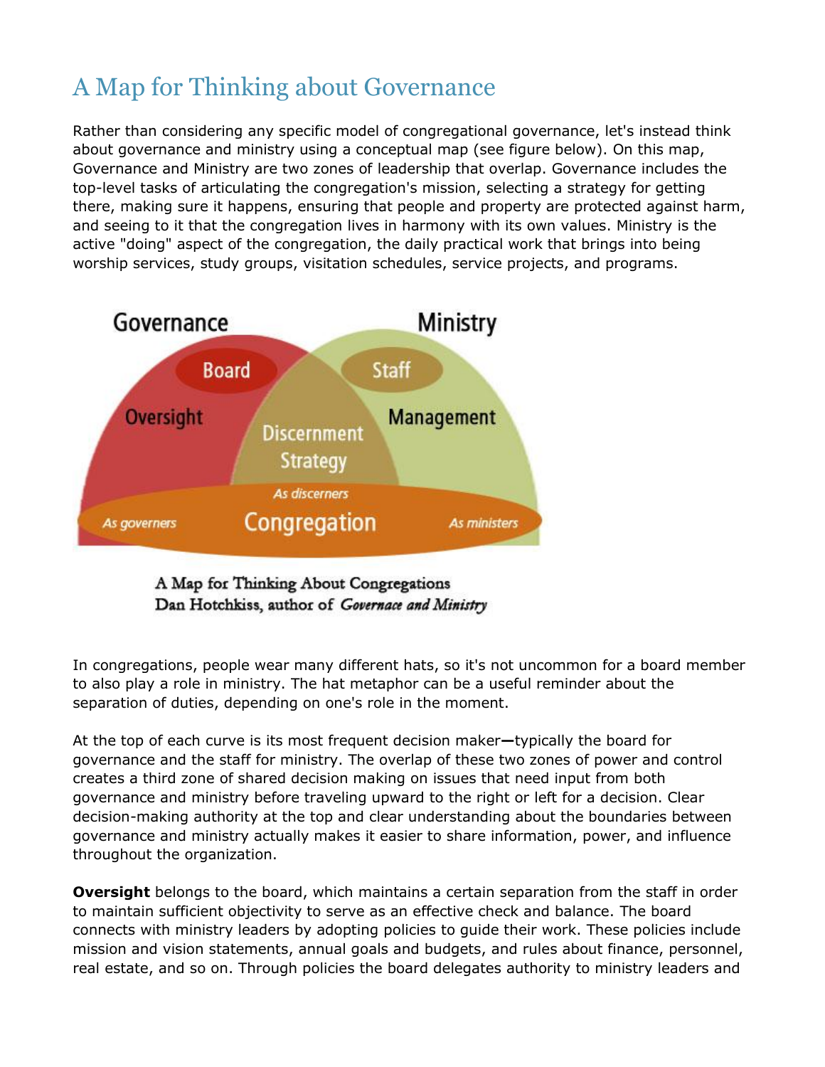# A Map for Thinking about Governance

Rather than considering any specific model of congregational governance, let's instead think about governance and ministry using a conceptual map (see figure below). On this map, Governance and Ministry are two zones of leadership that overlap. Governance includes the top-level tasks of articulating the congregation's mission, selecting a strategy for getting there, making sure it happens, ensuring that people and property are protected against harm, and seeing to it that the congregation lives in harmony with its own values. Ministry is the active "doing" aspect of the congregation, the daily practical work that brings into being worship services, study groups, visitation schedules, service projects, and programs.

A Map for Thinking About Congregations
Dan Hotchkiss, author of *Governace and Ministry*

In congregations, people wear many different hats, so it's not uncommon for a board member to also play a role in ministry. The hat metaphor can be a useful reminder about the separation of duties, depending on one's role in the moment.

At the top of each curve is its most frequent decision maker—typically the board for governance and the staff for ministry. The overlap of these two zones of power and control creates a third zone of shared decision making on issues that need input from both governance and ministry before traveling upward to the right or left for a decision. Clear decision-making authority at the top and clear understanding about the boundaries between governance and ministry actually makes it easier to share information, power, and influence throughout the organization.

**Oversight** belongs to the board, which maintains a certain separation from the staff in order to maintain sufficient objectivity to serve as an effective check and balance. The board connects with ministry leaders by adopting policies to guide their work. These policies include mission and vision statements, annual goals and budgets, and rules about finance, personnel, real estate, and so on. Through policies the board delegates authority to ministry leaders and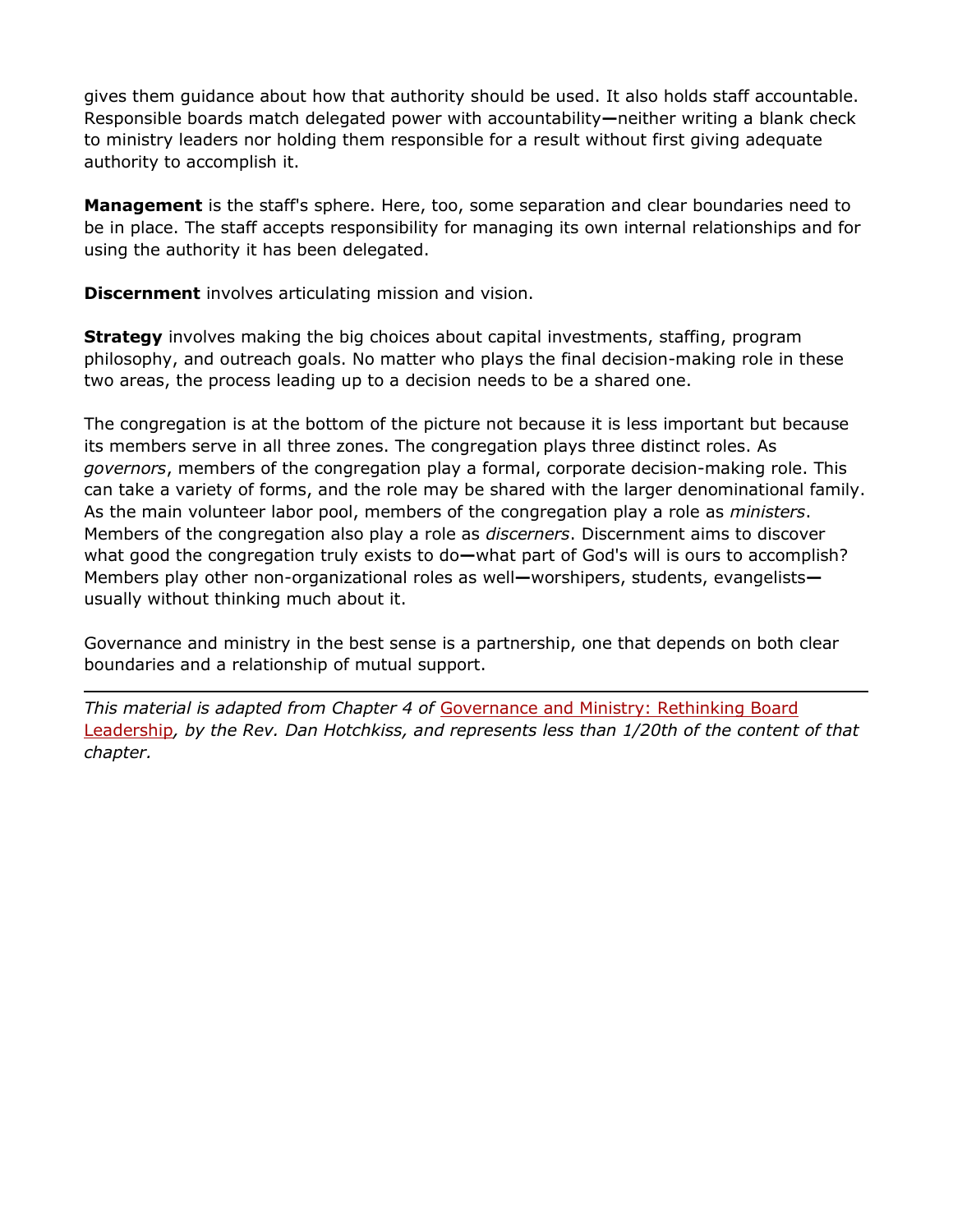gives them guidance about how that authority should be used. It also holds staff accountable. Responsible boards match delegated power with accountability—neither writing a blank check to ministry leaders nor holding them responsible for a result without first giving adequate authority to accomplish it.

**Management** is the staff's sphere. Here, too, some separation and clear boundaries need to be in place. The staff accepts responsibility for managing its own internal relationships and for using the authority it has been delegated.

**Discernment** involves articulating mission and vision.

**Strategy** involves making the big choices about capital investments, staffing, program philosophy, and outreach goals. No matter who plays the final decision-making role in these two areas, the process leading up to a decision needs to be a shared one.

The congregation is at the bottom of the picture not because it is less important but because its members serve in all three zones. The congregation plays three distinct roles. As *governors*, members of the congregation play a formal, corporate decision-making role. This can take a variety of forms, and the role may be shared with the larger denominational family. As the main volunteer labor pool, members of the congregation play a role as *ministers*. Members of the congregation also play a role as *discerners*. Discernment aims to discover what good the congregation truly exists to do—what part of God's will is ours to accomplish? Members play other non-organizational roles as well—worshipers, students, evangelists—usually without thinking much about it.

Governance and ministry in the best sense is a partnership, one that depends on both clear boundaries and a relationship of mutual support.

---

*This material is adapted from Chapter 4 of* Governance and Ministry: Rethinking Board Leadership*, by the Rev. Dan Hotchkiss, and represents less than 1/20th of the content of that chapter.*